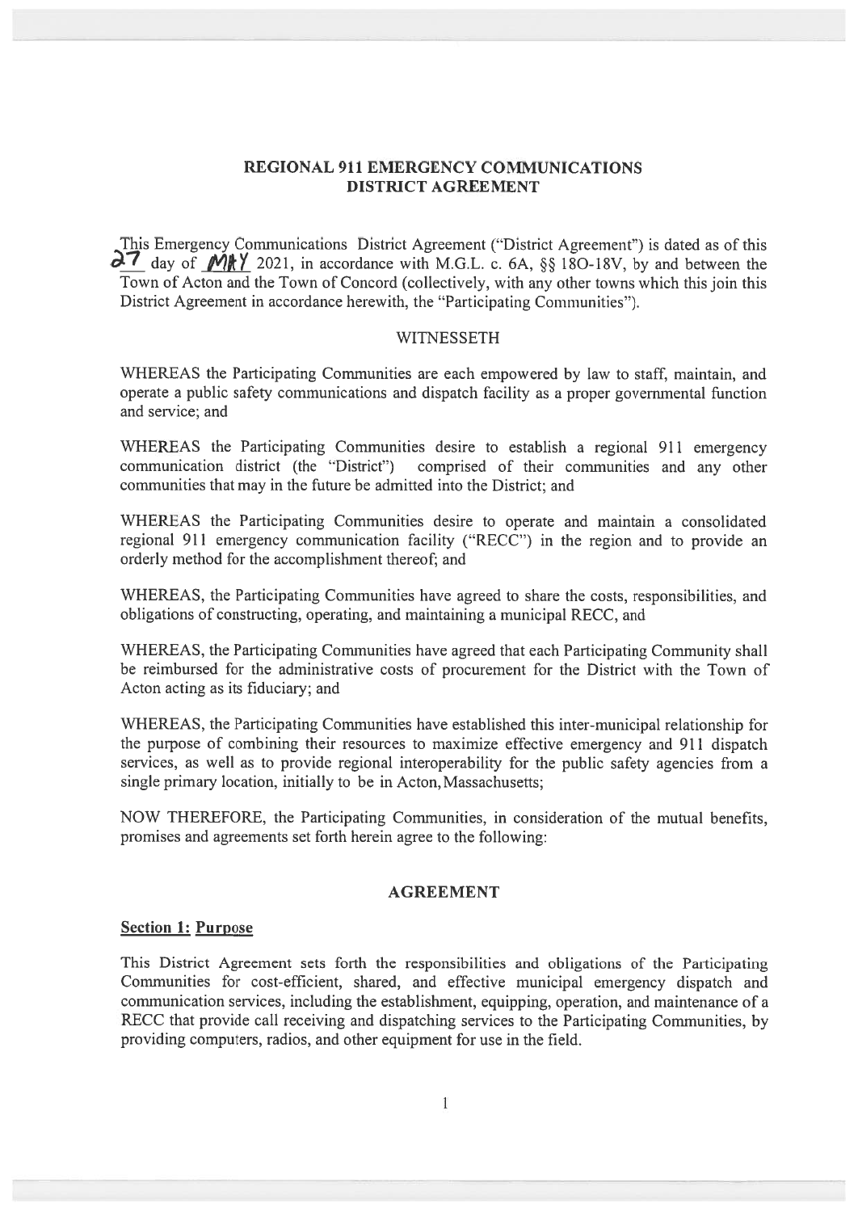## REGIONAL 911 EMERGENCY COMMUNICATIONS DISTRICT AGREEMENT

This Emergency Communications District Agreement ("District Agreement") is dated as of this 27 day of MAY 2021, in accordance with M.G.L. c. 6A, §§ 18O-18V, by and between the Town of Acton and the Town of Concord (collectively, with any other towns which this join this District Agreement in accordance herewith, the "Participating Communities").

WITNESSETH

WHEREAS the Participating Communities are each empowered by law to staff, maintain, and operate a public safety communications and dispatch facility as a proper governmental function and service; and

WHEREAS the Participating Communities desire to establish a regional 911 emergency communication district (the "District") comprised of their communities and any other communities that may in the future be admitted into the District; and

WHEREAS the Participating Communities desire to operate and maintain a consolidated regional 911 emergency communication facility ("RECC") in the region and to provide an orderly method for the accomplishment thereof; and

WHEREAS, the Participating Communities have agreed to share the costs, responsibilities, and obligations of constructing, operating, and maintaining a municipal RECC, and

WHEREAS, the Participating Communities have agreed that each Participating Community shall be reimbursed for the administrative costs of procurement for the District with the Town of Acton acting as its fiduciary; and

WHEREAS, the Participating Communities have established this inter-municipal relationship for the purpose of combining their resources to maximize effective emergency and 911 dispatch services, as well as to provide regional interoperability for the public safety agencies from a single primary location, initially to be in Acton, Massachusetts;

NOW THEREFORE, the Participating Communities, in consideration of the mutual benefits, promises and agreements set forth herein agree to the following:

## AGREEMENT

### Section 1: Purpose

This District Agreement sets forth the responsibilities and obligations of the Participating Communities for cost-efficient, shared, and effective municipal emergency dispatch and communication services, including the establishment, equipping, operation, and maintenance of a RECC that provide call receiving and dispatching services to the Participating Communities, by providing computers, radios, and other equipment for use in the field.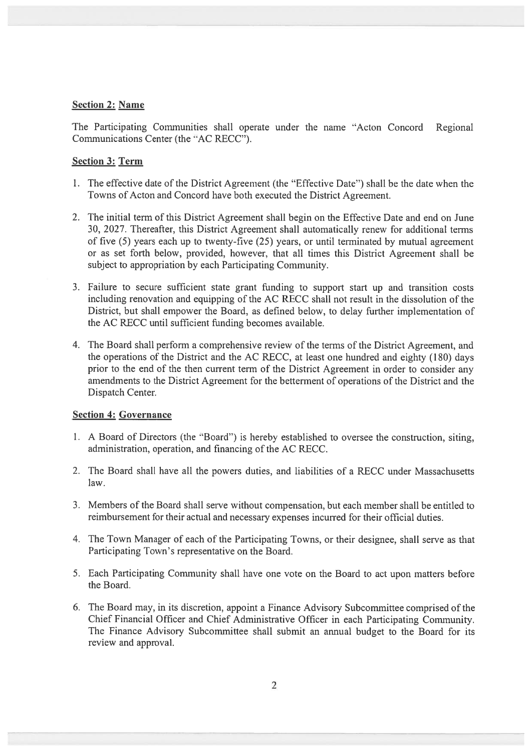**Section 2: Name**

The Participating Communities shall operate under the name "Acton Concord Regional Communications Center (the "AC RECC").

**Section 3: Term**

1. The effective date of the District Agreement (the "Effective Date") shall be the date when the Towns of Acton and Concord have both executed the District Agreement.

2. The initial term of this District Agreement shall begin on the Effective Date and end on June 30, 2027. Thereafter, this District Agreement shall automatically renew for additional terms of five (5) years each up to twenty-five (25) years, or until terminated by mutual agreement or as set forth below, provided, however, that all times this District Agreement shall be subject to appropriation by each Participating Community.

3. Failure to secure sufficient state grant funding to support start up and transition costs including renovation and equipping of the AC RECC shall not result in the dissolution of the District, but shall empower the Board, as defined below, to delay further implementation of the AC RECC until sufficient funding becomes available.

4. The Board shall perform a comprehensive review of the terms of the District Agreement, and the operations of the District and the AC RECC, at least one hundred and eighty (180) days prior to the end of the then current term of the District Agreement in order to consider any amendments to the District Agreement for the betterment of operations of the District and the Dispatch Center.

**Section 4: Governance**

1. A Board of Directors (the "Board") is hereby established to oversee the construction, siting, administration, operation, and financing of the AC RECC.

2. The Board shall have all the powers duties, and liabilities of a RECC under Massachusetts law.

3. Members of the Board shall serve without compensation, but each member shall be entitled to reimbursement for their actual and necessary expenses incurred for their official duties.

4. The Town Manager of each of the Participating Towns, or their designee, shall serve as that Participating Town's representative on the Board.

5. Each Participating Community shall have one vote on the Board to act upon matters before the Board.

6. The Board may, in its discretion, appoint a Finance Advisory Subcommittee comprised of the Chief Financial Officer and Chief Administrative Officer in each Participating Community. The Finance Advisory Subcommittee shall submit an annual budget to the Board for its review and approval.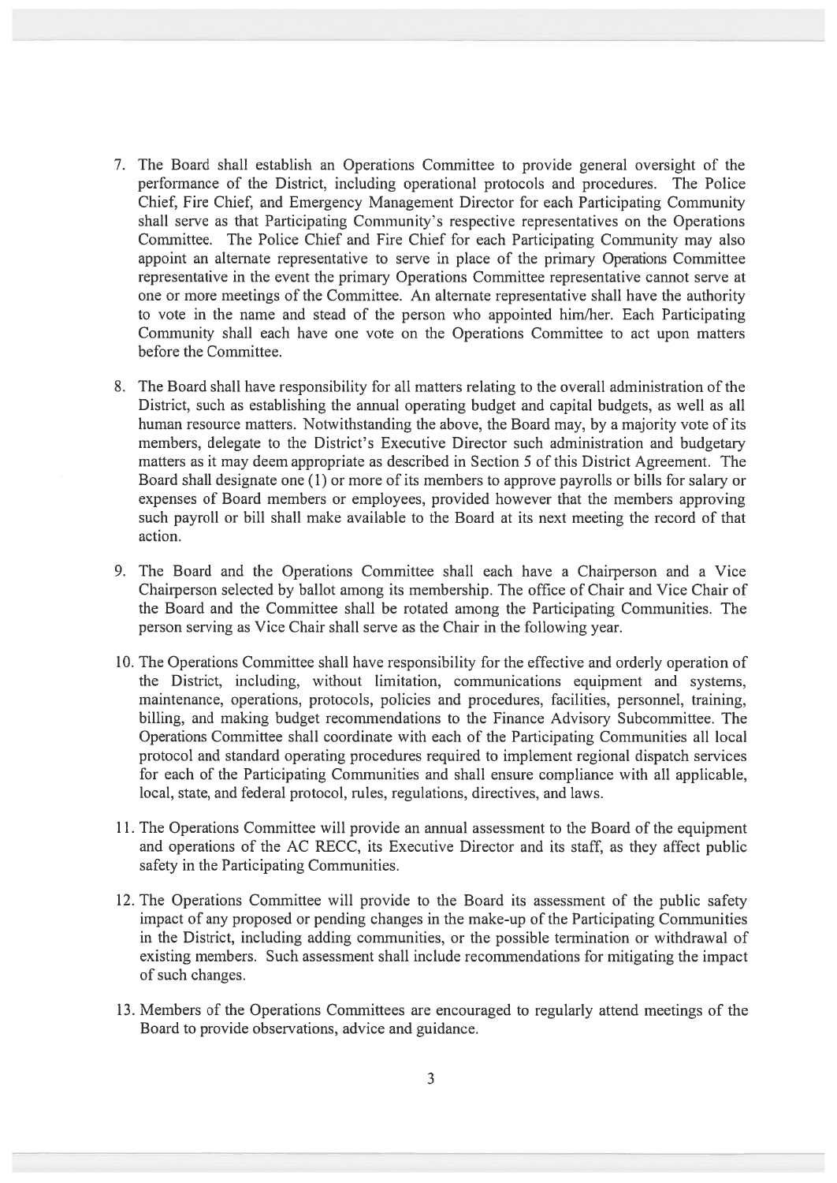7. The Board shall establish an Operations Committee to provide general oversight of the performance of the District, including operational protocols and procedures. The Police Chief, Fire Chief, and Emergency Management Director for each Participating Community shall serve as that Participating Community's respective representatives on the Operations Committee. The Police Chief and Fire Chief for each Participating Community may also appoint an alternate representative to serve in place of the primary Operations Committee representative in the event the primary Operations Committee representative cannot serve at one or more meetings of the Committee. An alternate representative shall have the authority to vote in the name and stead of the person who appointed him/her. Each Participating Community shall each have one vote on the Operations Committee to act upon matters before the Committee.

8. The Board shall have responsibility for all matters relating to the overall administration of the District, such as establishing the annual operating budget and capital budgets, as well as all human resource matters. Notwithstanding the above, the Board may, by a majority vote of its members, delegate to the District's Executive Director such administration and budgetary matters as it may deem appropriate as described in Section 5 of this District Agreement. The Board shall designate one (1) or more of its members to approve payrolls or bills for salary or expenses of Board members or employees, provided however that the members approving such payroll or bill shall make available to the Board at its next meeting the record of that action.

9. The Board and the Operations Committee shall each have a Chairperson and a Vice Chairperson selected by ballot among its membership. The office of Chair and Vice Chair of the Board and the Committee shall be rotated among the Participating Communities. The person serving as Vice Chair shall serve as the Chair in the following year.

10. The Operations Committee shall have responsibility for the effective and orderly operation of the District, including, without limitation, communications equipment and systems, maintenance, operations, protocols, policies and procedures, facilities, personnel, training, billing, and making budget recommendations to the Finance Advisory Subcommittee. The Operations Committee shall coordinate with each of the Participating Communities all local protocol and standard operating procedures required to implement regional dispatch services for each of the Participating Communities and shall ensure compliance with all applicable, local, state, and federal protocol, rules, regulations, directives, and laws.

11. The Operations Committee will provide an annual assessment to the Board of the equipment and operations of the AC RECC, its Executive Director and its staff, as they affect public safety in the Participating Communities.

12. The Operations Committee will provide to the Board its assessment of the public safety impact of any proposed or pending changes in the make-up of the Participating Communities in the District, including adding communities, or the possible termination or withdrawal of existing members. Such assessment shall include recommendations for mitigating the impact of such changes.

13. Members of the Operations Committees are encouraged to regularly attend meetings of the Board to provide observations, advice and guidance.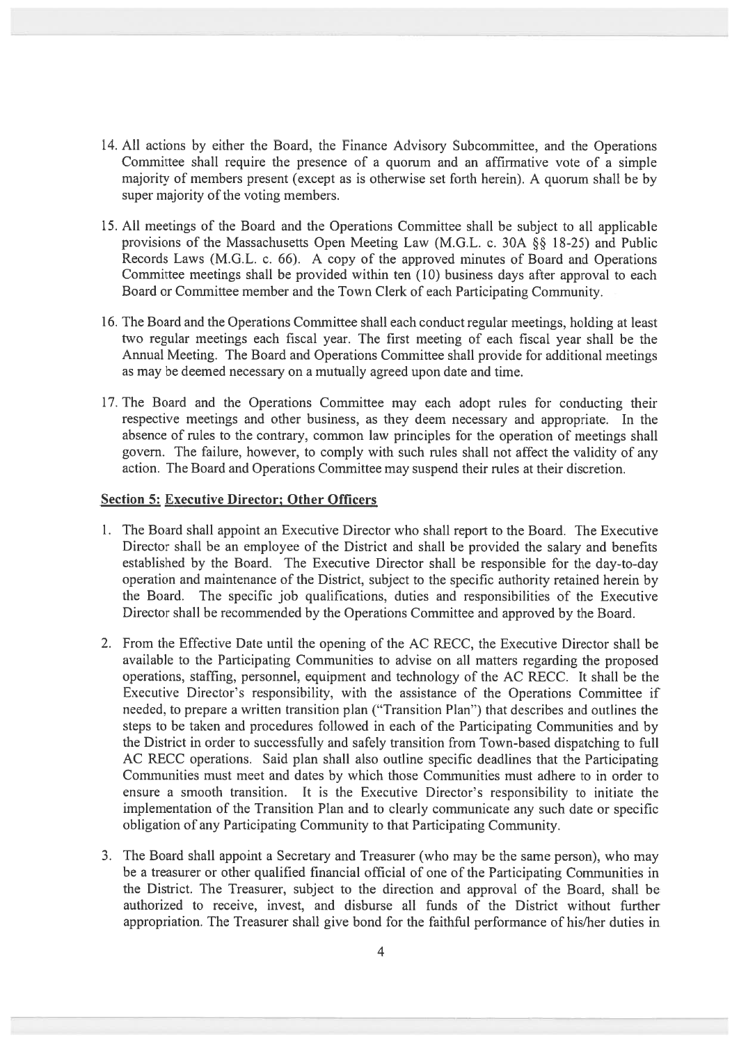14. All actions by either the Board, the Finance Advisory Subcommittee, and the Operations Committee shall require the presence of a quorum and an affirmative vote of a simple majority of members present (except as is otherwise set forth herein). A quorum shall be by super majority of the voting members.

15. All meetings of the Board and the Operations Committee shall be subject to all applicable provisions of the Massachusetts Open Meeting Law (M.G.L. c. 30A §§ 18-25) and Public Records Laws (M.G.L. c. 66). A copy of the approved minutes of Board and Operations Committee meetings shall be provided within ten (10) business days after approval to each Board or Committee member and the Town Clerk of each Participating Community.

16. The Board and the Operations Committee shall each conduct regular meetings, holding at least two regular meetings each fiscal year. The first meeting of each fiscal year shall be the Annual Meeting. The Board and Operations Committee shall provide for additional meetings as may be deemed necessary on a mutually agreed upon date and time.

17. The Board and the Operations Committee may each adopt rules for conducting their respective meetings and other business, as they deem necessary and appropriate. In the absence of rules to the contrary, common law principles for the operation of meetings shall govern. The failure, however, to comply with such rules shall not affect the validity of any action. The Board and Operations Committee may suspend their rules at their discretion.

**Section 5: Executive Director; Other Officers**

1. The Board shall appoint an Executive Director who shall report to the Board. The Executive Director shall be an employee of the District and shall be provided the salary and benefits established by the Board. The Executive Director shall be responsible for the day-to-day operation and maintenance of the District, subject to the specific authority retained herein by the Board. The specific job qualifications, duties and responsibilities of the Executive Director shall be recommended by the Operations Committee and approved by the Board.

2. From the Effective Date until the opening of the AC RECC, the Executive Director shall be available to the Participating Communities to advise on all matters regarding the proposed operations, staffing, personnel, equipment and technology of the AC RECC. It shall be the Executive Director's responsibility, with the assistance of the Operations Committee if needed, to prepare a written transition plan ("Transition Plan") that describes and outlines the steps to be taken and procedures followed in each of the Participating Communities and by the District in order to successfully and safely transition from Town-based dispatching to full AC RECC operations. Said plan shall also outline specific deadlines that the Participating Communities must meet and dates by which those Communities must adhere to in order to ensure a smooth transition. It is the Executive Director's responsibility to initiate the implementation of the Transition Plan and to clearly communicate any such date or specific obligation of any Participating Community to that Participating Community.

3. The Board shall appoint a Secretary and Treasurer (who may be the same person), who may be a treasurer or other qualified financial official of one of the Participating Communities in the District. The Treasurer, subject to the direction and approval of the Board, shall be authorized to receive, invest, and disburse all funds of the District without further appropriation. The Treasurer shall give bond for the faithful performance of his/her duties in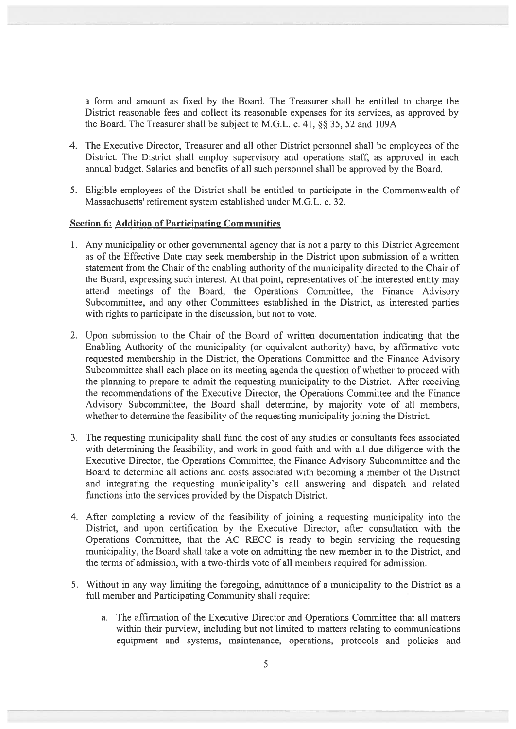a form and amount as fixed by the Board. The Treasurer shall be entitled to charge the District reasonable fees and collect its reasonable expenses for its services, as approved by the Board. The Treasurer shall be subject to M.G.L. c. 41, §§ 35, 52 and 109A

4. The Executive Director, Treasurer and all other District personnel shall be employees of the District. The District shall employ supervisory and operations staff, as approved in each annual budget. Salaries and benefits of all such personnel shall be approved by the Board.

5. Eligible employees of the District shall be entitled to participate in the Commonwealth of Massachusetts' retirement system established under M.G.L. c. 32.

**Section 6: Addition of Participating Communities**

1. Any municipality or other governmental agency that is not a party to this District Agreement as of the Effective Date may seek membership in the District upon submission of a written statement from the Chair of the enabling authority of the municipality directed to the Chair of the Board, expressing such interest. At that point, representatives of the interested entity may attend meetings of the Board, the Operations Committee, the Finance Advisory Subcommittee, and any other Committees established in the District, as interested parties with rights to participate in the discussion, but not to vote.

2. Upon submission to the Chair of the Board of written documentation indicating that the Enabling Authority of the municipality (or equivalent authority) have, by affirmative vote requested membership in the District, the Operations Committee and the Finance Advisory Subcommittee shall each place on its meeting agenda the question of whether to proceed with the planning to prepare to admit the requesting municipality to the District. After receiving the recommendations of the Executive Director, the Operations Committee and the Finance Advisory Subcommittee, the Board shall determine, by majority vote of all members, whether to determine the feasibility of the requesting municipality joining the District.

3. The requesting municipality shall fund the cost of any studies or consultants fees associated with determining the feasibility, and work in good faith and with all due diligence with the Executive Director, the Operations Committee, the Finance Advisory Subcommittee and the Board to determine all actions and costs associated with becoming a member of the District and integrating the requesting municipality's call answering and dispatch and related functions into the services provided by the Dispatch District.

4. After completing a review of the feasibility of joining a requesting municipality into the District, and upon certification by the Executive Director, after consultation with the Operations Committee, that the AC RECC is ready to begin servicing the requesting municipality, the Board shall take a vote on admitting the new member in to the District, and the terms of admission, with a two-thirds vote of all members required for admission.

5. Without in any way limiting the foregoing, admittance of a municipality to the District as a full member and Participating Community shall require:

    a. The affirmation of the Executive Director and Operations Committee that all matters within their purview, including but not limited to matters relating to communications equipment and systems, maintenance, operations, protocols and policies and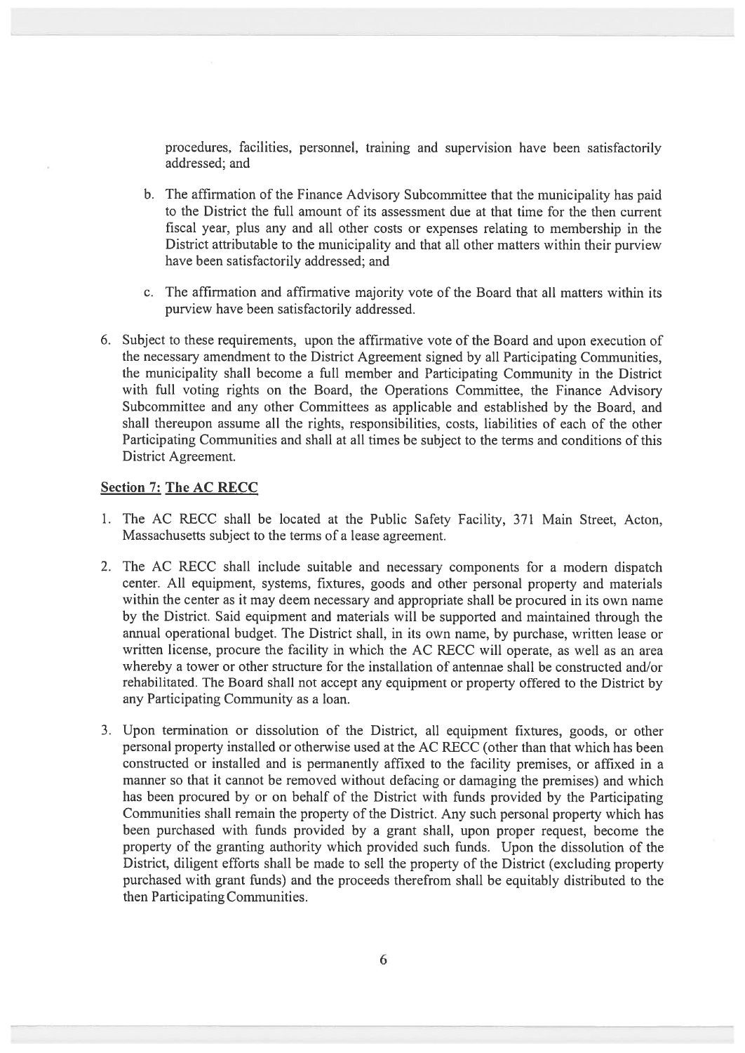procedures, facilities, personnel, training and supervision have been satisfactorily addressed; and

b. The affirmation of the Finance Advisory Subcommittee that the municipality has paid to the District the full amount of its assessment due at that time for the then current fiscal year, plus any and all other costs or expenses relating to membership in the District attributable to the municipality and that all other matters within their purview have been satisfactorily addressed; and

c. The affirmation and affirmative majority vote of the Board that all matters within its purview have been satisfactorily addressed.

6. Subject to these requirements, upon the affirmative vote of the Board and upon execution of the necessary amendment to the District Agreement signed by all Participating Communities, the municipality shall become a full member and Participating Community in the District with full voting rights on the Board, the Operations Committee, the Finance Advisory Subcommittee and any other Committees as applicable and established by the Board, and shall thereupon assume all the rights, responsibilities, costs, liabilities of each of the other Participating Communities and shall at all times be subject to the terms and conditions of this District Agreement.

**Section 7: The AC RECC**

1. The AC RECC shall be located at the Public Safety Facility, 371 Main Street, Acton, Massachusetts subject to the terms of a lease agreement.

2. The AC RECC shall include suitable and necessary components for a modern dispatch center. All equipment, systems, fixtures, goods and other personal property and materials within the center as it may deem necessary and appropriate shall be procured in its own name by the District. Said equipment and materials will be supported and maintained through the annual operational budget. The District shall, in its own name, by purchase, written lease or written license, procure the facility in which the AC RECC will operate, as well as an area whereby a tower or other structure for the installation of antennae shall be constructed and/or rehabilitated. The Board shall not accept any equipment or property offered to the District by any Participating Community as a loan.

3. Upon termination or dissolution of the District, all equipment fixtures, goods, or other personal property installed or otherwise used at the AC RECC (other than that which has been constructed or installed and is permanently affixed to the facility premises, or affixed in a manner so that it cannot be removed without defacing or damaging the premises) and which has been procured by or on behalf of the District with funds provided by the Participating Communities shall remain the property of the District. Any such personal property which has been purchased with funds provided by a grant shall, upon proper request, become the property of the granting authority which provided such funds. Upon the dissolution of the District, diligent efforts shall be made to sell the property of the District (excluding property purchased with grant funds) and the proceeds therefrom shall be equitably distributed to the then Participating Communities.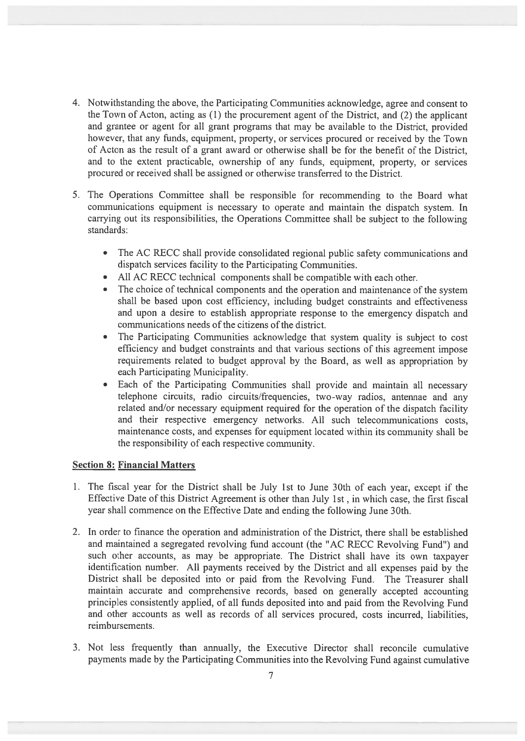4. Notwithstanding the above, the Participating Communities acknowledge, agree and consent to the Town of Acton, acting as (1) the procurement agent of the District, and (2) the applicant and grantee or agent for all grant programs that may be available to the District, provided however, that any funds, equipment, property, or services procured or received by the Town of Acton as the result of a grant award or otherwise shall be for the benefit of the District, and to the extent practicable, ownership of any funds, equipment, property, or services procured or received shall be assigned or otherwise transferred to the District.

5. The Operations Committee shall be responsible for recommending to the Board what communications equipment is necessary to operate and maintain the dispatch system. In carrying out its responsibilities, the Operations Committee shall be subject to the following standards:

   - The AC RECC shall provide consolidated regional public safety communications and dispatch services facility to the Participating Communities.
   - All AC RECC technical components shall be compatible with each other.
   - The choice of technical components and the operation and maintenance of the system shall be based upon cost efficiency, including budget constraints and effectiveness and upon a desire to establish appropriate response to the emergency dispatch and communications needs of the citizens of the district.
   - The Participating Communities acknowledge that system quality is subject to cost efficiency and budget constraints and that various sections of this agreement impose requirements related to budget approval by the Board, as well as appropriation by each Participating Municipality.
   - Each of the Participating Communities shall provide and maintain all necessary telephone circuits, radio circuits/frequencies, two-way radios, antennae and any related and/or necessary equipment required for the operation of the dispatch facility and their respective emergency networks. All such telecommunications costs, maintenance costs, and expenses for equipment located within its community shall be the responsibility of each respective community.

**Section 8: Financial Matters**

1. The fiscal year for the District shall be July 1st to June 30th of each year, except if the Effective Date of this District Agreement is other than July 1st , in which case, the first fiscal year shall commence on the Effective Date and ending the following June 30th.

2. In order to finance the operation and administration of the District, there shall be established and maintained a segregated revolving fund account (the "AC RECC Revolving Fund") and such other accounts, as may be appropriate. The District shall have its own taxpayer identification number. All payments received by the District and all expenses paid by the District shall be deposited into or paid from the Revolving Fund. The Treasurer shall maintain accurate and comprehensive records, based on generally accepted accounting principles consistently applied, of all funds deposited into and paid from the Revolving Fund and other accounts as well as records of all services procured, costs incurred, liabilities, reimbursements.

3. Not less frequently than annually, the Executive Director shall reconcile cumulative payments made by the Participating Communities into the Revolving Fund against cumulative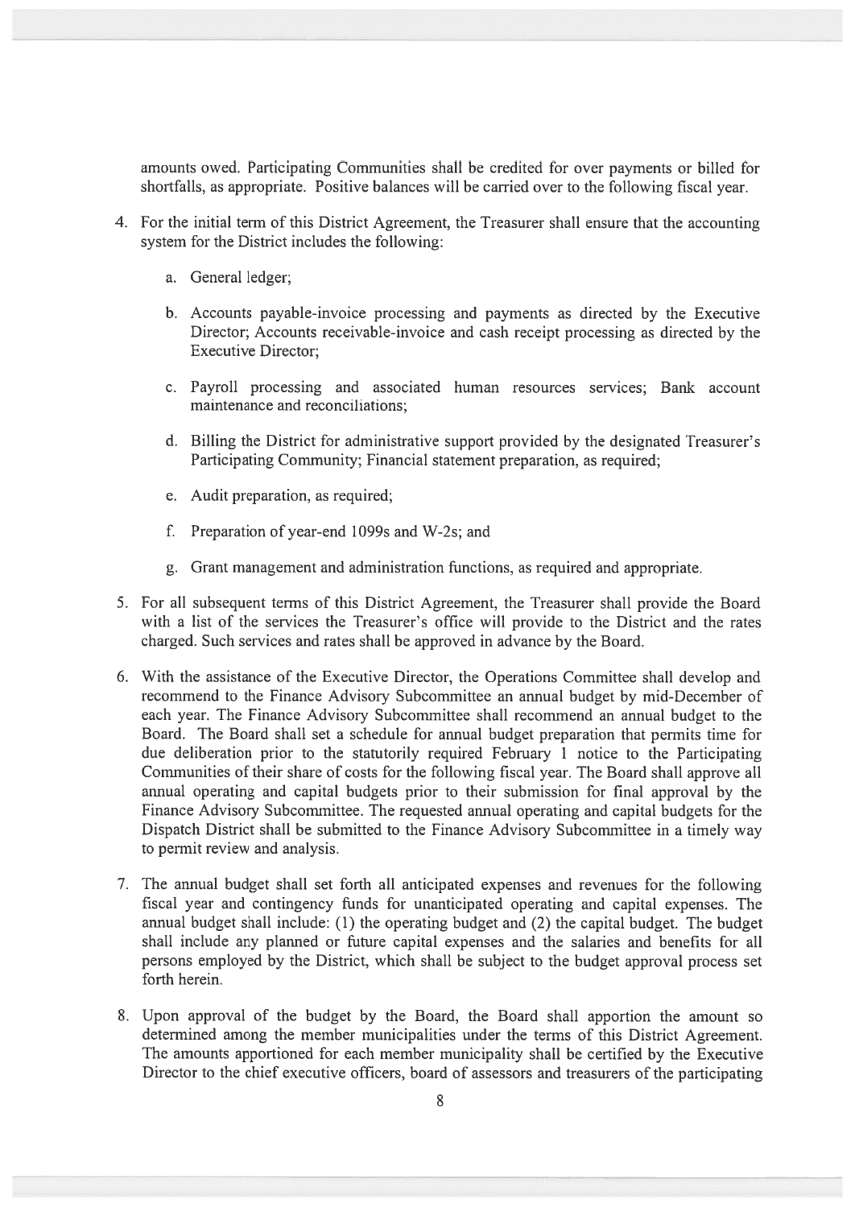amounts owed. Participating Communities shall be credited for over payments or billed for shortfalls, as appropriate. Positive balances will be carried over to the following fiscal year.

4. For the initial term of this District Agreement, the Treasurer shall ensure that the accounting system for the District includes the following:

   a. General ledger;

   b. Accounts payable-invoice processing and payments as directed by the Executive Director; Accounts receivable-invoice and cash receipt processing as directed by the Executive Director;

   c. Payroll processing and associated human resources services; Bank account maintenance and reconciliations;

   d. Billing the District for administrative support provided by the designated Treasurer's Participating Community; Financial statement preparation, as required;

   e. Audit preparation, as required;

   f. Preparation of year-end 1099s and W-2s; and

   g. Grant management and administration functions, as required and appropriate.

5. For all subsequent terms of this District Agreement, the Treasurer shall provide the Board with a list of the services the Treasurer's office will provide to the District and the rates charged. Such services and rates shall be approved in advance by the Board.

6. With the assistance of the Executive Director, the Operations Committee shall develop and recommend to the Finance Advisory Subcommittee an annual budget by mid-December of each year. The Finance Advisory Subcommittee shall recommend an annual budget to the Board. The Board shall set a schedule for annual budget preparation that permits time for due deliberation prior to the statutorily required February 1 notice to the Participating Communities of their share of costs for the following fiscal year. The Board shall approve all annual operating and capital budgets prior to their submission for final approval by the Finance Advisory Subcommittee. The requested annual operating and capital budgets for the Dispatch District shall be submitted to the Finance Advisory Subcommittee in a timely way to permit review and analysis.

7. The annual budget shall set forth all anticipated expenses and revenues for the following fiscal year and contingency funds for unanticipated operating and capital expenses. The annual budget shall include: (1) the operating budget and (2) the capital budget. The budget shall include any planned or future capital expenses and the salaries and benefits for all persons employed by the District, which shall be subject to the budget approval process set forth herein.

8. Upon approval of the budget by the Board, the Board shall apportion the amount so determined among the member municipalities under the terms of this District Agreement. The amounts apportioned for each member municipality shall be certified by the Executive Director to the chief executive officers, board of assessors and treasurers of the participating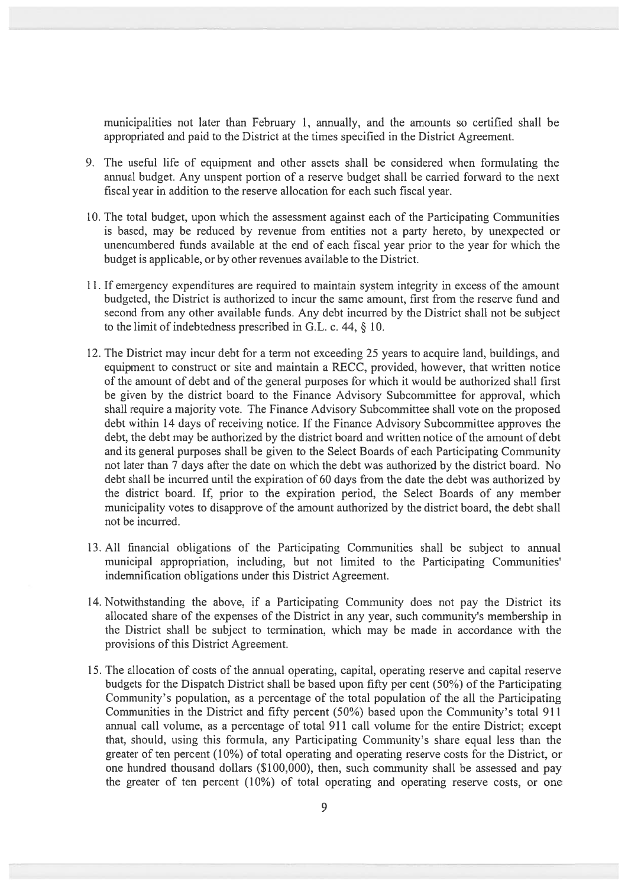municipalities not later than February 1, annually, and the amounts so certified shall be appropriated and paid to the District at the times specified in the District Agreement.

9. The useful life of equipment and other assets shall be considered when formulating the annual budget. Any unspent portion of a reserve budget shall be carried forward to the next fiscal year in addition to the reserve allocation for each such fiscal year.

10. The total budget, upon which the assessment against each of the Participating Communities is based, may be reduced by revenue from entities not a party hereto, by unexpected or unencumbered funds available at the end of each fiscal year prior to the year for which the budget is applicable, or by other revenues available to the District.

11. If emergency expenditures are required to maintain system integrity in excess of the amount budgeted, the District is authorized to incur the same amount, first from the reserve fund and second from any other available funds. Any debt incurred by the District shall not be subject to the limit of indebtedness prescribed in G.L. c. 44, § 10.

12. The District may incur debt for a term not exceeding 25 years to acquire land, buildings, and equipment to construct or site and maintain a RECC, provided, however, that written notice of the amount of debt and of the general purposes for which it would be authorized shall first be given by the district board to the Finance Advisory Subcommittee for approval, which shall require a majority vote. The Finance Advisory Subcommittee shall vote on the proposed debt within 14 days of receiving notice. If the Finance Advisory Subcommittee approves the debt, the debt may be authorized by the district board and written notice of the amount of debt and its general purposes shall be given to the Select Boards of each Participating Community not later than 7 days after the date on which the debt was authorized by the district board. No debt shall be incurred until the expiration of 60 days from the date the debt was authorized by the district board. If, prior to the expiration period, the Select Boards of any member municipality votes to disapprove of the amount authorized by the district board, the debt shall not be incurred.

13. All financial obligations of the Participating Communities shall be subject to annual municipal appropriation, including, but not limited to the Participating Communities' indemnification obligations under this District Agreement.

14. Notwithstanding the above, if a Participating Community does not pay the District its allocated share of the expenses of the District in any year, such community's membership in the District shall be subject to termination, which may be made in accordance with the provisions of this District Agreement.

15. The allocation of costs of the annual operating, capital, operating reserve and capital reserve budgets for the Dispatch District shall be based upon fifty per cent (50%) of the Participating Community's population, as a percentage of the total population of the all the Participating Communities in the District and fifty percent (50%) based upon the Community's total 911 annual call volume, as a percentage of total 911 call volume for the entire District; except that, should, using this formula, any Participating Community's share equal less than the greater of ten percent (10%) of total operating and operating reserve costs for the District, or one hundred thousand dollars ($100,000), then, such community shall be assessed and pay the greater of ten percent (10%) of total operating and operating reserve costs, or one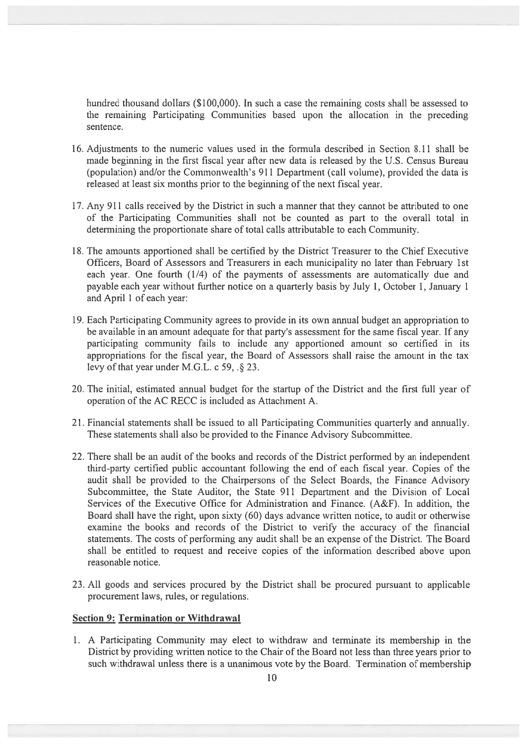hundred thousand dollars ($100,000). In such a case the remaining costs shall be assessed to the remaining Participating Communities based upon the allocation in the preceding sentence.

16. Adjustments to the numeric values used in the formula described in Section 8.11 shall be made beginning in the first fiscal year after new data is released by the U.S. Census Bureau (population) and/or the Commonwealth's 911 Department (call volume), provided the data is released at least six months prior to the beginning of the next fiscal year.

17. Any 911 calls received by the District in such a manner that they cannot be attributed to one of the Participating Communities shall not be counted as part to the overall total in determining the proportionate share of total calls attributable to each Community.

18. The amounts apportioned shall be certified by the District Treasurer to the Chief Executive Officers, Board of Assessors and Treasurers in each municipality no later than February 1st each year. One fourth (1/4) of the payments of assessments are automatically due and payable each year without further notice on a quarterly basis by July 1, October 1, January 1 and April 1 of each year:

19. Each Participating Community agrees to provide in its own annual budget an appropriation to be available in an amount adequate for that party's assessment for the same fiscal year. If any participating community fails to include any apportioned amount so certified in its appropriations for the fiscal year, the Board of Assessors shall raise the amount in the tax levy of that year under M.G.L. c 59, .§ 23.

20. The initial, estimated annual budget for the startup of the District and the first full year of operation of the AC RECC is included as Attachment A.

21. Financial statements shall be issued to all Participating Communities quarterly and annually. These statements shall also be provided to the Finance Advisory Subcommittee.

22. There shall be an audit of the books and records of the District performed by an independent third-party certified public accountant following the end of each fiscal year. Copies of the audit shall be provided to the Chairpersons of the Select Boards, the Finance Advisory Subcommittee, the State Auditor, the State 911 Department and the Division of Local Services of the Executive Office for Administration and Finance. (A&F). In addition, the Board shall have the right, upon sixty (60) days advance written notice, to audit or otherwise examine the books and records of the District to verify the accuracy of the financial statements. The costs of performing any audit shall be an expense of the District. The Board shall be entitled to request and receive copies of the information described above upon reasonable notice.

23. All goods and services procured by the District shall be procured pursuant to applicable procurement laws, rules, or regulations.

## Section 9: Termination or Withdrawal

1. A Participating Community may elect to withdraw and terminate its membership in the District by providing written notice to the Chair of the Board not less than three years prior to such withdrawal unless there is a unanimous vote by the Board. Termination of membership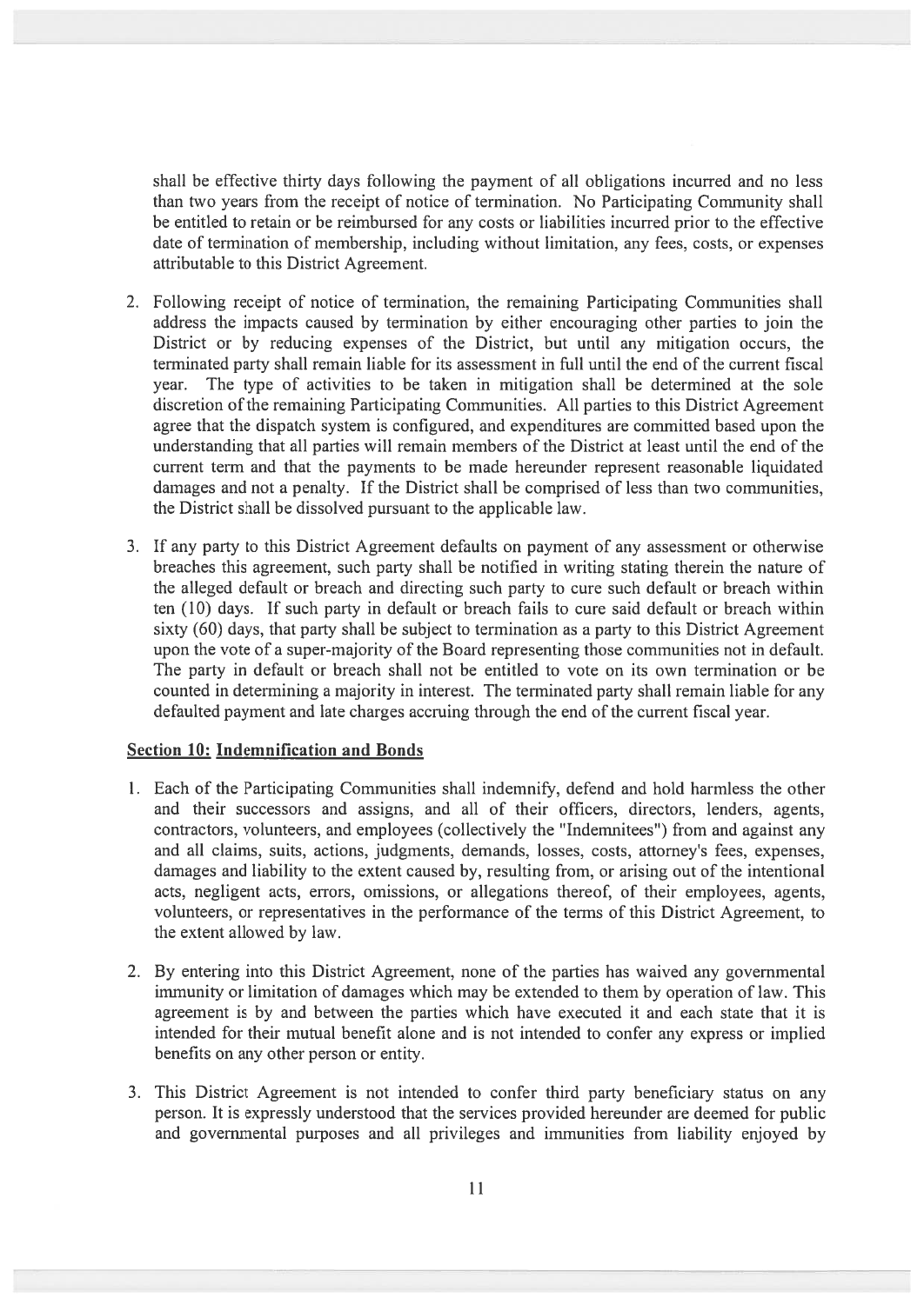shall be effective thirty days following the payment of all obligations incurred and no less than two years from the receipt of notice of termination. No Participating Community shall be entitled to retain or be reimbursed for any costs or liabilities incurred prior to the effective date of termination of membership, including without limitation, any fees, costs, or expenses attributable to this District Agreement.

2. Following receipt of notice of termination, the remaining Participating Communities shall address the impacts caused by termination by either encouraging other parties to join the District or by reducing expenses of the District, but until any mitigation occurs, the terminated party shall remain liable for its assessment in full until the end of the current fiscal year. The type of activities to be taken in mitigation shall be determined at the sole discretion of the remaining Participating Communities. All parties to this District Agreement agree that the dispatch system is configured, and expenditures are committed based upon the understanding that all parties will remain members of the District at least until the end of the current term and that the payments to be made hereunder represent reasonable liquidated damages and not a penalty. If the District shall be comprised of less than two communities, the District shall be dissolved pursuant to the applicable law.

3. If any party to this District Agreement defaults on payment of any assessment or otherwise breaches this agreement, such party shall be notified in writing stating therein the nature of the alleged default or breach and directing such party to cure such default or breach within ten (10) days. If such party in default or breach fails to cure said default or breach within sixty (60) days, that party shall be subject to termination as a party to this District Agreement upon the vote of a super-majority of the Board representing those communities not in default. The party in default or breach shall not be entitled to vote on its own termination or be counted in determining a majority in interest. The terminated party shall remain liable for any defaulted payment and late charges accruing through the end of the current fiscal year.

## Section 10: Indemnification and Bonds

1. Each of the Participating Communities shall indemnify, defend and hold harmless the other and their successors and assigns, and all of their officers, directors, lenders, agents, contractors, volunteers, and employees (collectively the "Indemnitees") from and against any and all claims, suits, actions, judgments, demands, losses, costs, attorney's fees, expenses, damages and liability to the extent caused by, resulting from, or arising out of the intentional acts, negligent acts, errors, omissions, or allegations thereof, of their employees, agents, volunteers, or representatives in the performance of the terms of this District Agreement, to the extent allowed by law.

2. By entering into this District Agreement, none of the parties has waived any governmental immunity or limitation of damages which may be extended to them by operation of law. This agreement is by and between the parties which have executed it and each state that it is intended for their mutual benefit alone and is not intended to confer any express or implied benefits on any other person or entity.

3. This District Agreement is not intended to confer third party beneficiary status on any person. It is expressly understood that the services provided hereunder are deemed for public and governmental purposes and all privileges and immunities from liability enjoyed by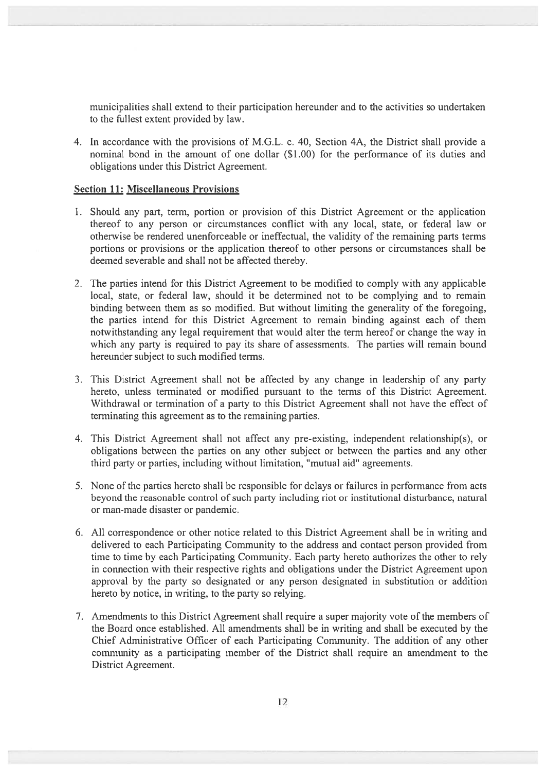municipalities shall extend to their participation hereunder and to the activities so undertaken to the fullest extent provided by law.

4. In accordance with the provisions of M.G.L. c. 40, Section 4A, the District shall provide a nominal bond in the amount of one dollar ($1.00) for the performance of its duties and obligations under this District Agreement.

**Section 11: Miscellaneous Provisions**

1. Should any part, term, portion or provision of this District Agreement or the application thereof to any person or circumstances conflict with any local, state, or federal law or otherwise be rendered unenforceable or ineffectual, the validity of the remaining parts terms portions or provisions or the application thereof to other persons or circumstances shall be deemed severable and shall not be affected thereby.

2. The parties intend for this District Agreement to be modified to comply with any applicable local, state, or federal law, should it be determined not to be complying and to remain binding between them as so modified. But without limiting the generality of the foregoing, the parties intend for this District Agreement to remain binding against each of them notwithstanding any legal requirement that would alter the term hereof or change the way in which any party is required to pay its share of assessments. The parties will remain bound hereunder subject to such modified terms.

3. This District Agreement shall not be affected by any change in leadership of any party hereto, unless terminated or modified pursuant to the terms of this District Agreement. Withdrawal or termination of a party to this District Agreement shall not have the effect of terminating this agreement as to the remaining parties.

4. This District Agreement shall not affect any pre-existing, independent relationship(s), or obligations between the parties on any other subject or between the parties and any other third party or parties, including without limitation, "mutual aid" agreements.

5. None of the parties hereto shall be responsible for delays or failures in performance from acts beyond the reasonable control of such party including riot or institutional disturbance, natural or man-made disaster or pandemic.

6. All correspondence or other notice related to this District Agreement shall be in writing and delivered to each Participating Community to the address and contact person provided from time to time by each Participating Community. Each party hereto authorizes the other to rely in connection with their respective rights and obligations under the District Agreement upon approval by the party so designated or any person designated in substitution or addition hereto by notice, in writing, to the party so relying.

7. Amendments to this District Agreement shall require a super majority vote of the members of the Board once established. All amendments shall be in writing and shall be executed by the Chief Administrative Officer of each Participating Community. The addition of any other community as a participating member of the District shall require an amendment to the District Agreement.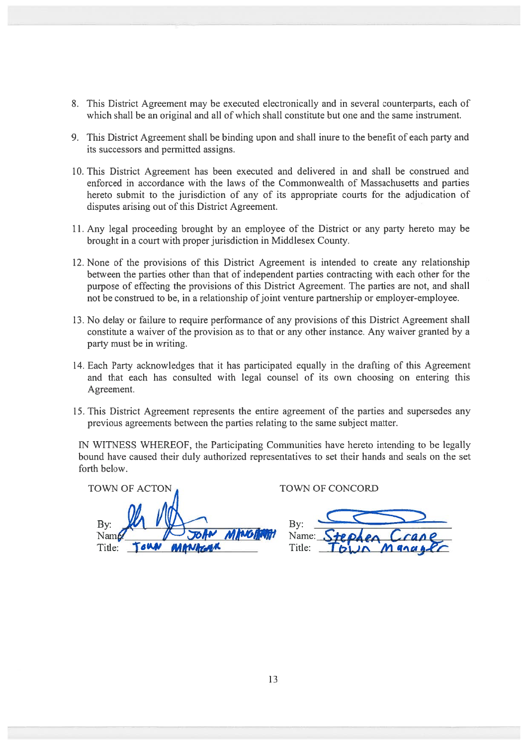8. This District Agreement may be executed electronically and in several counterparts, each of which shall be an original and all of which shall constitute but one and the same instrument.

9. This District Agreement shall be binding upon and shall inure to the benefit of each party and its successors and permitted assigns.

10. This District Agreement has been executed and delivered in and shall be construed and enforced in accordance with the laws of the Commonwealth of Massachusetts and parties hereto submit to the jurisdiction of any of its appropriate courts for the adjudication of disputes arising out of this District Agreement.

11. Any legal proceeding brought by an employee of the District or any party hereto may be brought in a court with proper jurisdiction in Middlesex County.

12. None of the provisions of this District Agreement is intended to create any relationship between the parties other than that of independent parties contracting with each other for the purpose of effecting the provisions of this District Agreement. The parties are not, and shall not be construed to be, in a relationship of joint venture partnership or employer-employee.

13. No delay or failure to require performance of any provisions of this District Agreement shall constitute a waiver of the provision as to that or any other instance. Any waiver granted by a party must be in writing.

14. Each Party acknowledges that it has participated equally in the drafting of this Agreement and that each has consulted with legal counsel of its own choosing on entering this Agreement.

15. This District Agreement represents the entire agreement of the parties and supersedes any previous agreements between the parties relating to the same subject matter.

IN WITNESS WHEREOF, the Participating Communities have hereto intending to be legally bound have caused their duly authorized representatives to set their hands and seals on the set forth below.

TOWN OF ACTON

By: [signature]
Name: JOHN MANGIARATTI
Title: TOWN MANAGER

TOWN OF CONCORD

By: [signature]
Name: Stephen Crane
Title: Town Manager